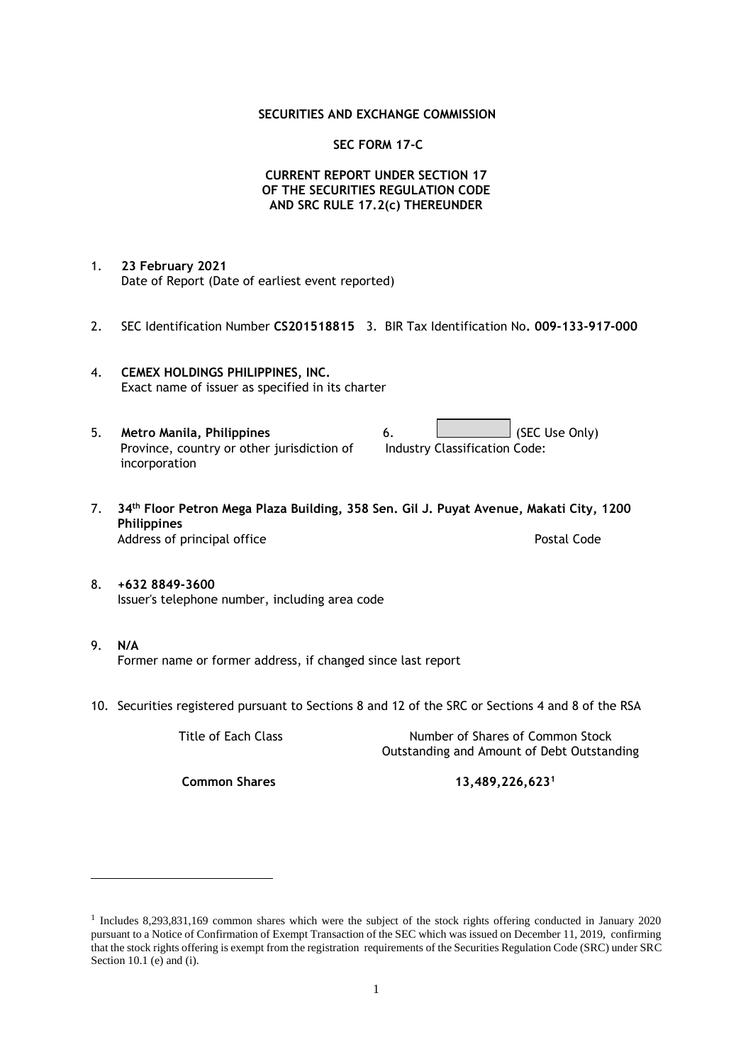**SECURITIES AND EXCHANGE COMMISSION**

**SEC FORM 17-C**

**CURRENT REPORT UNDER SECTION 17**
**OF THE SECURITIES REGULATION CODE**
**AND SRC RULE 17.2(c) THEREUNDER**

1. **23 February 2021**
   Date of Report (Date of earliest event reported)

2. SEC Identification Number **CS201518815** 3. BIR Tax Identification No**. 009-133-917-000**

4. **CEMEX HOLDINGS PHILIPPINES, INC.**
   Exact name of issuer as specified in its charter

5. **Metro Manila, Philippines**
   Province, country or other jurisdiction of incorporation

6. (SEC Use Only)
   Industry Classification Code:

7. **34th Floor Petron Mega Plaza Building, 358 Sen. Gil J. Puyat Avenue, Makati City, 1200 Philippines**
   Address of principal office Postal Code

8. **+632 8849-3600**
   Issuer's telephone number, including area code

9. **N/A**
   Former name or former address, if changed since last report

10. Securities registered pursuant to Sections 8 and 12 of the SRC or Sections 4 and 8 of the RSA

| Title of Each Class | Number of Shares of Common Stock Outstanding and Amount of Debt Outstanding |
|---|---|
| **Common Shares** | **13,489,226,623**[1] |

[1] Includes 8,293,831,169 common shares which were the subject of the stock rights offering conducted in January 2020 pursuant to a Notice of Confirmation of Exempt Transaction of the SEC which was issued on December 11, 2019, confirming that the stock rights offering is exempt from the registration requirements of the Securities Regulation Code (SRC) under SRC Section 10.1 (e) and (i).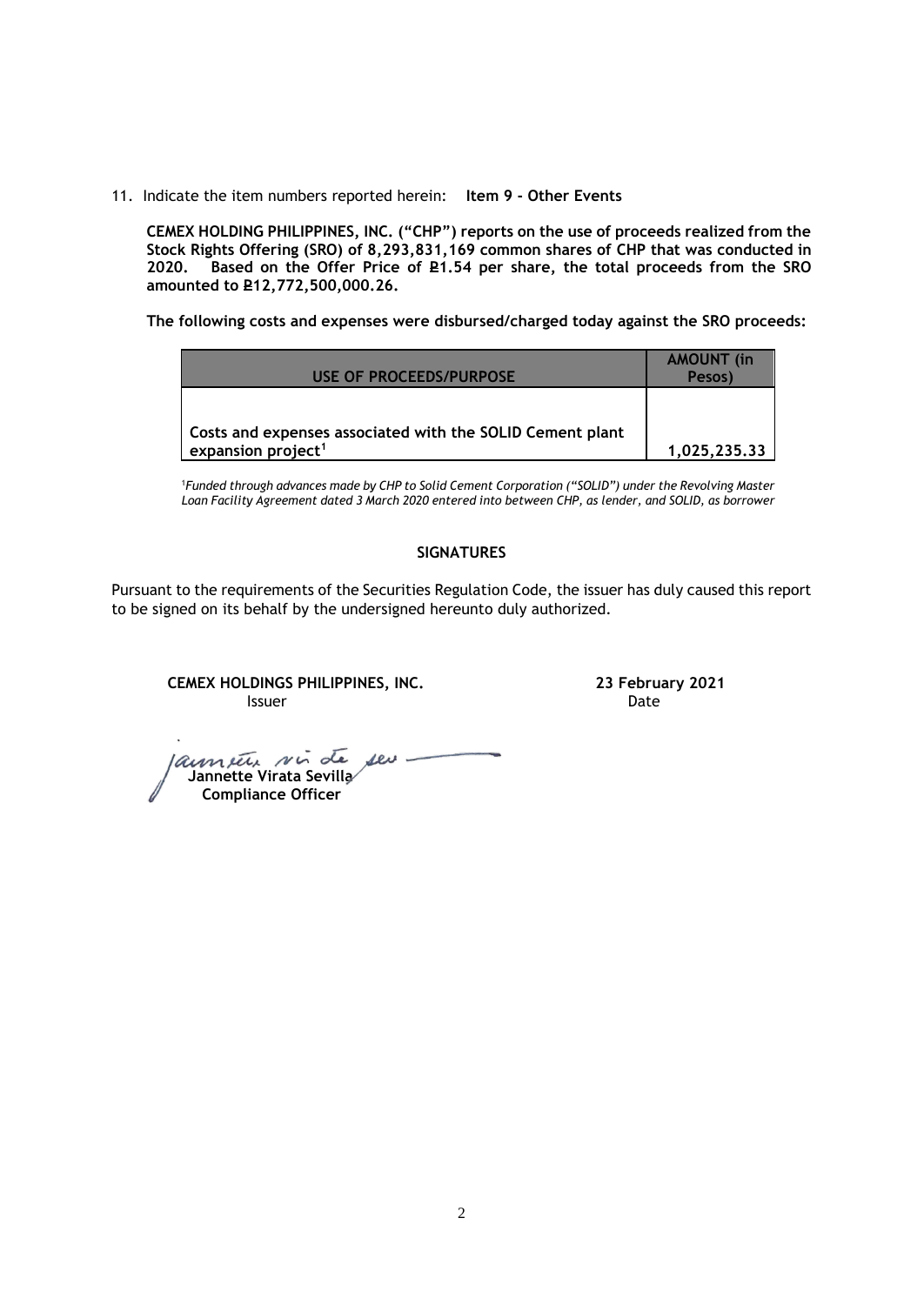11. Indicate the item numbers reported herein: **Item 9 - Other Events**

**CEMEX HOLDING PHILIPPINES, INC. ("CHP") reports on the use of proceeds realized from the Stock Rights Offering (SRO) of 8,293,831,169 common shares of CHP that was conducted in 2020. Based on the Offer Price of ₱1.54 per share, the total proceeds from the SRO amounted to ₱12,772,500,000.26.**

**The following costs and expenses were disbursed/charged today against the SRO proceeds:**

| USE OF PROCEEDS/PURPOSE | AMOUNT (in Pesos) |
|---|---|
| Costs and expenses associated with the SOLID Cement plant expansion project[1] | 1,025,235.33 |

[1]*Funded through advances made by CHP to Solid Cement Corporation ("SOLID") under the Revolving Master Loan Facility Agreement dated 3 March 2020 entered into between CHP, as lender, and SOLID, as borrower*

**SIGNATURES**

Pursuant to the requirements of the Securities Regulation Code, the issuer has duly caused this report to be signed on its behalf by the undersigned hereunto duly authorized.

**CEMEX HOLDINGS PHILIPPINES, INC.**
Issuer

**23 February 2021**
Date

**Jannette Virata Sevilla**
**Compliance Officer**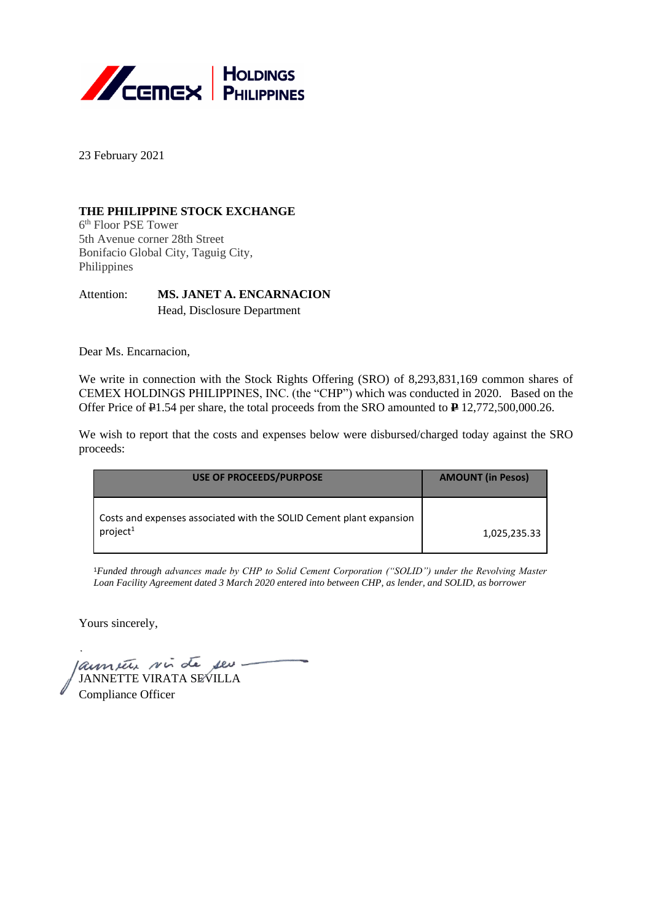CEMEX | HOLDINGS PHILIPPINES

23 February 2021

**THE PHILIPPINE STOCK EXCHANGE**
6th Floor PSE Tower
5th Avenue corner 28th Street
Bonifacio Global City, Taguig City,
Philippines

Attention: **MS. JANET A. ENCARNACION**
Head, Disclosure Department

Dear Ms. Encarnacion,

We write in connection with the Stock Rights Offering (SRO) of 8,293,831,169 common shares of CEMEX HOLDINGS PHILIPPINES, INC. (the "CHP") which was conducted in 2020. Based on the Offer Price of ₱1.54 per share, the total proceeds from the SRO amounted to ₱ 12,772,500,000.26.

We wish to report that the costs and expenses below were disbursed/charged today against the SRO proceeds:

| USE OF PROCEEDS/PURPOSE | AMOUNT (in Pesos) |
|---|---|
| Costs and expenses associated with the SOLID Cement plant expansion project[1] | 1,025,235.33 |

[1]*Funded through advances made by CHP to Solid Cement Corporation ("SOLID") under the Revolving Master Loan Facility Agreement dated 3 March 2020 entered into between CHP, as lender, and SOLID, as borrower*

Yours sincerely,

JANNETTE VIRATA SEVILLA
Compliance Officer